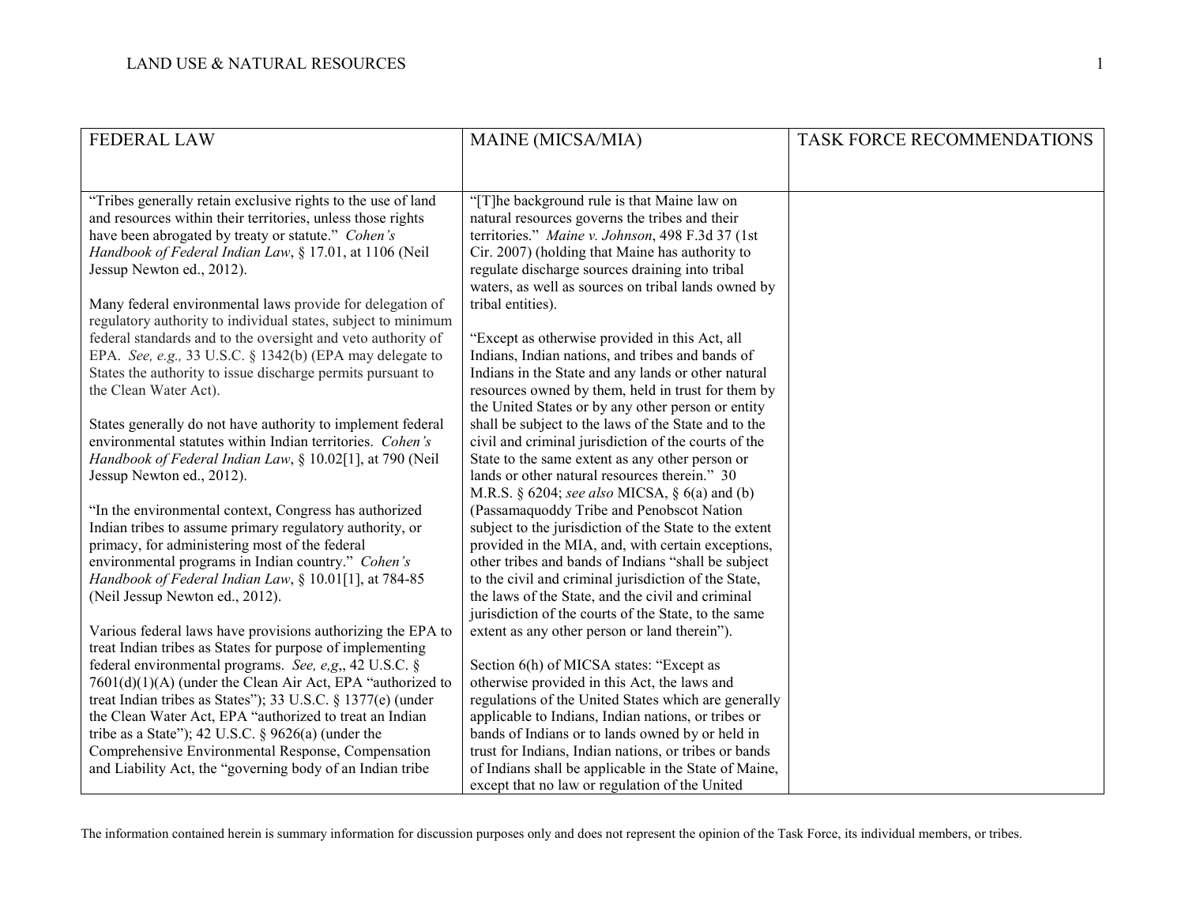| FEDERAL LAW | MAINE (MICSA/MIA) | TASK FORCE RECOMMENDATIONS |
|---|---|---|
| "Tribes generally retain exclusive rights to the use of land and resources within their territories, unless those rights have been abrogated by treaty or statute." *Cohen's Handbook of Federal Indian Law*, § 17.01, at 1106 (Neil Jessup Newton ed., 2012).<br><br>Many federal environmental laws provide for delegation of regulatory authority to individual states, subject to minimum federal standards and to the oversight and veto authority of EPA. *See, e.g.,* 33 U.S.C. § 1342(b) (EPA may delegate to States the authority to issue discharge permits pursuant to the Clean Water Act).<br><br>States generally do not have authority to implement federal environmental statutes within Indian territories. *Cohen's Handbook of Federal Indian Law*, § 10.02[1], at 790 (Neil Jessup Newton ed., 2012).<br><br>"In the environmental context, Congress has authorized Indian tribes to assume primary regulatory authority, or primacy, for administering most of the federal environmental programs in Indian country." *Cohen's Handbook of Federal Indian Law*, § 10.01[1], at 784-85 (Neil Jessup Newton ed., 2012).<br><br>Various federal laws have provisions authorizing the EPA to treat Indian tribes as States for purpose of implementing federal environmental programs. *See, e,g,*, 42 U.S.C. § 7601(d)(1)(A) (under the Clean Air Act, EPA "authorized to treat Indian tribes as States"); 33 U.S.C. § 1377(e) (under the Clean Water Act, EPA "authorized to treat an Indian tribe as a State"); 42 U.S.C. § 9626(a) (under the Comprehensive Environmental Response, Compensation and Liability Act, the "governing body of an Indian tribe | "[T]he background rule is that Maine law on natural resources governs the tribes and their territories." *Maine v. Johnson*, 498 F.3d 37 (1st Cir. 2007) (holding that Maine has authority to regulate discharge sources draining into tribal waters, as well as sources on tribal lands owned by tribal entities).<br><br>"Except as otherwise provided in this Act, all Indians, Indian nations, and tribes and bands of Indians in the State and any lands or other natural resources owned by them, held in trust for them by the United States or by any other person or entity shall be subject to the laws of the State and to the civil and criminal jurisdiction of the courts of the State to the same extent as any other person or lands or other natural resources therein." 30 M.R.S. § 6204; *see also* MICSA, § 6(a) and (b) (Passamaquoddy Tribe and Penobscot Nation subject to the jurisdiction of the State to the extent provided in the MIA, and, with certain exceptions, other tribes and bands of Indians "shall be subject to the civil and criminal jurisdiction of the State, the laws of the State, and the civil and criminal jurisdiction of the courts of the State, to the same extent as any other person or land therein").<br><br>Section 6(h) of MICSA states: "Except as otherwise provided in this Act, the laws and regulations of the United States which are generally applicable to Indians, Indian nations, or tribes or bands of Indians or to lands owned by or held in trust for Indians, Indian nations, or tribes or bands of Indians shall be applicable in the State of Maine, except that no law or regulation of the United | |

The information contained herein is summary information for discussion purposes only and does not represent the opinion of the Task Force, its individual members, or tribes.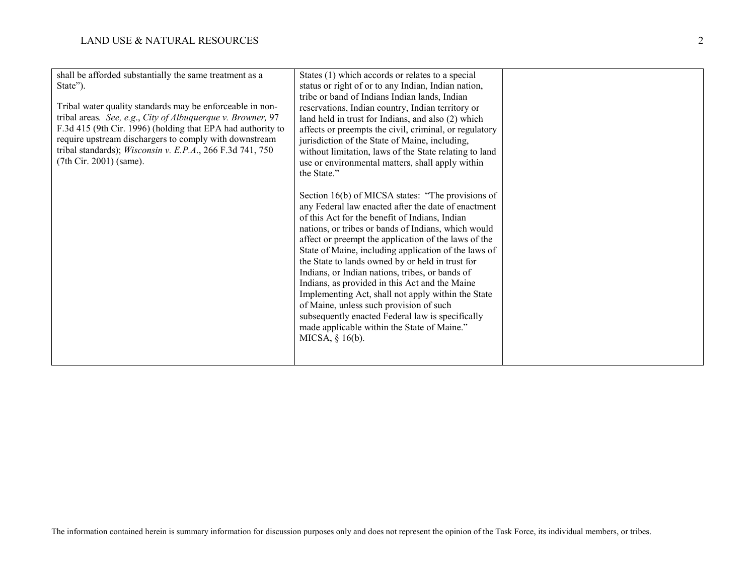| | | |
|---|---|---|
| shall be afforded substantially the same treatment as a State").<br><br>Tribal water quality standards may be enforceable in non-tribal areas. *See, e.g.*, *City of Albuquerque v. Browner,* 97 F.3d 415 (9th Cir. 1996) (holding that EPA had authority to require upstream dischargers to comply with downstream tribal standards); *Wisconsin v. E.P.A*., 266 F.3d 741, 750 (7th Cir. 2001) (same). | States (1) which accords or relates to a special status or right of or to any Indian, Indian nation, tribe or band of Indians Indian lands, Indian reservations, Indian country, Indian territory or land held in trust for Indians, and also (2) which affects or preempts the civil, criminal, or regulatory jurisdiction of the State of Maine, including, without limitation, laws of the State relating to land use or environmental matters, shall apply within the State."<br><br>Section 16(b) of MICSA states: "The provisions of any Federal law enacted after the date of enactment of this Act for the benefit of Indians, Indian nations, or tribes or bands of Indians, which would affect or preempt the application of the laws of the State of Maine, including application of the laws of the State to lands owned by or held in trust for Indians, or Indian nations, tribes, or bands of Indians, as provided in this Act and the Maine Implementing Act, shall not apply within the State of Maine, unless such provision of such subsequently enacted Federal law is specifically made applicable within the State of Maine." MICSA, § 16(b). | |

The information contained herein is summary information for discussion purposes only and does not represent the opinion of the Task Force, its individual members, or tribes.